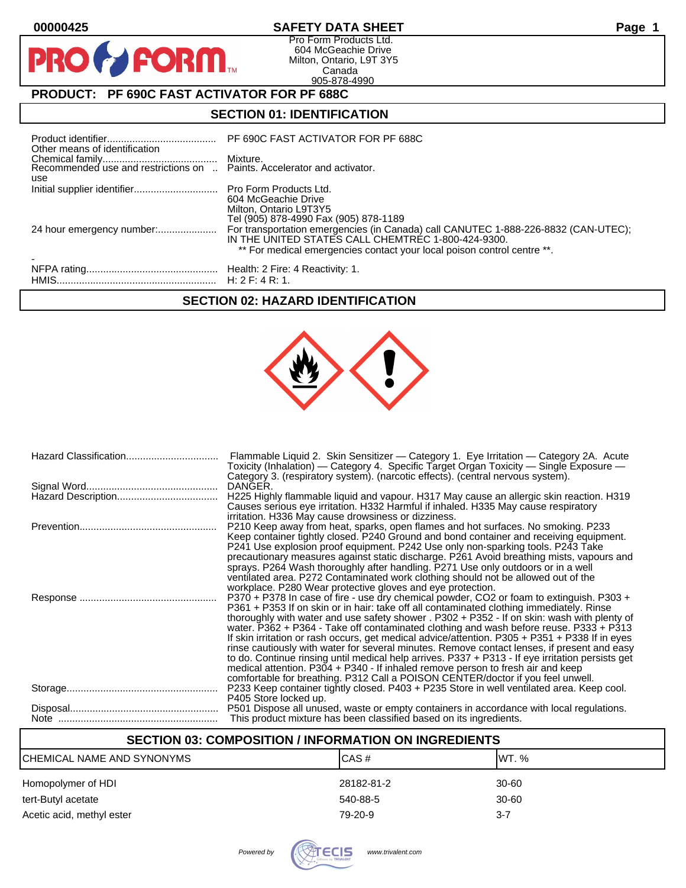00000425 **SAFETY DATA SHEET**

Pro Form Products Ltd.
604 McGeachie Drive
Milton, Ontario, L9T 3Y5
Canada
905-878-4990

## PRODUCT: PF 690C FAST ACTIVATOR FOR PF 688C

## SECTION 01: IDENTIFICATION

| | |
|---|---|
| Product identifier | PF 690C FAST ACTIVATOR FOR PF 688C |
| Other means of identification | |
| Chemical family | Mixture. |
| Recommended use and restrictions on use | Paints. Accelerator and activator. |
| Initial supplier identifier | Pro Form Products Ltd.<br>604 McGeachie Drive<br>Milton, Ontario L9T3Y5<br>Tel (905) 878-4990 Fax (905) 878-1189 |
| 24 hour emergency number: | For transportation emergencies (in Canada) call CANUTEC 1-888-226-8832 (CAN-UTEC); IN THE UNITED STATES CALL CHEMTREC 1-800-424-9300.<br>** For medical emergencies contact your local poison control centre **. |
| - | |
| NFPA rating | Health: 2 Fire: 4 Reactivity: 1. |
| HMIS | H: 2 F: 4 R: 1. |

## SECTION 02: HAZARD IDENTIFICATION

| | |
|---|---|
| Hazard Classification | Flammable Liquid 2. Skin Sensitizer — Category 1. Eye Irritation — Category 2A. Acute Toxicity (Inhalation) — Category 4. Specific Target Organ Toxicity — Single Exposure — Category 3. (respiratory system). (narcotic effects). (central nervous system). |
| Signal Word | DANGER. |
| Hazard Description | H225 Highly flammable liquid and vapour. H317 May cause an allergic skin reaction. H319 Causes serious eye irritation. H332 Harmful if inhaled. H335 May cause respiratory irritation. H336 May cause drowsiness or dizziness. |
| Prevention | P210 Keep away from heat, sparks, open flames and hot surfaces. No smoking. P233 Keep container tightly closed. P240 Ground and bond container and receiving equipment. P241 Use explosion proof equipment. P242 Use only non-sparking tools. P243 Take precautionary measures against static discharge. P261 Avoid breathing mists, vapours and sprays. P264 Wash thoroughly after handling. P271 Use only outdoors or in a well ventilated area. P272 Contaminated work clothing should not be allowed out of the workplace. P280 Wear protective gloves and eye protection. |
| Response | P370 + P378 In case of fire - use dry chemical powder, CO2 or foam to extinguish. P303 + P361 + P353 If on skin or in hair: take off all contaminated clothing immediately. Rinse thoroughly with water and use safety shower . P302 + P352 - If on skin: wash with plenty of water. P362 + P364 - Take off contaminated clothing and wash before reuse. P333 + P313 If skin irritation or rash occurs, get medical advice/attention. P305 + P351 + P338 If in eyes rinse cautiously with water for several minutes. Remove contact lenses, if present and easy to do. Continue rinsing until medical help arrives. P337 + P313 - If eye irritation persists get medical attention. P304 + P340 - If inhaled remove person to fresh air and keep comfortable for breathing. P312 Call a POISON CENTER/doctor if you feel unwell. |
| Storage | P233 Keep container tightly closed. P403 + P235 Store in well ventilated area. Keep cool. P405 Store locked up. |
| Disposal | P501 Dispose all unused, waste or empty containers in accordance with local regulations. |
| Note | This product mixture has been classified based on its ingredients. |

## SECTION 03: COMPOSITION / INFORMATION ON INGREDIENTS

| CHEMICAL NAME AND SYNONYMS | CAS # | WT. % |
|---|---|---|
| Homopolymer of HDI | 28182-81-2 | 30-60 |
| tert-Butyl acetate | 540-88-5 | 30-60 |
| Acetic acid, methyl ester | 79-20-9 | 3-7 |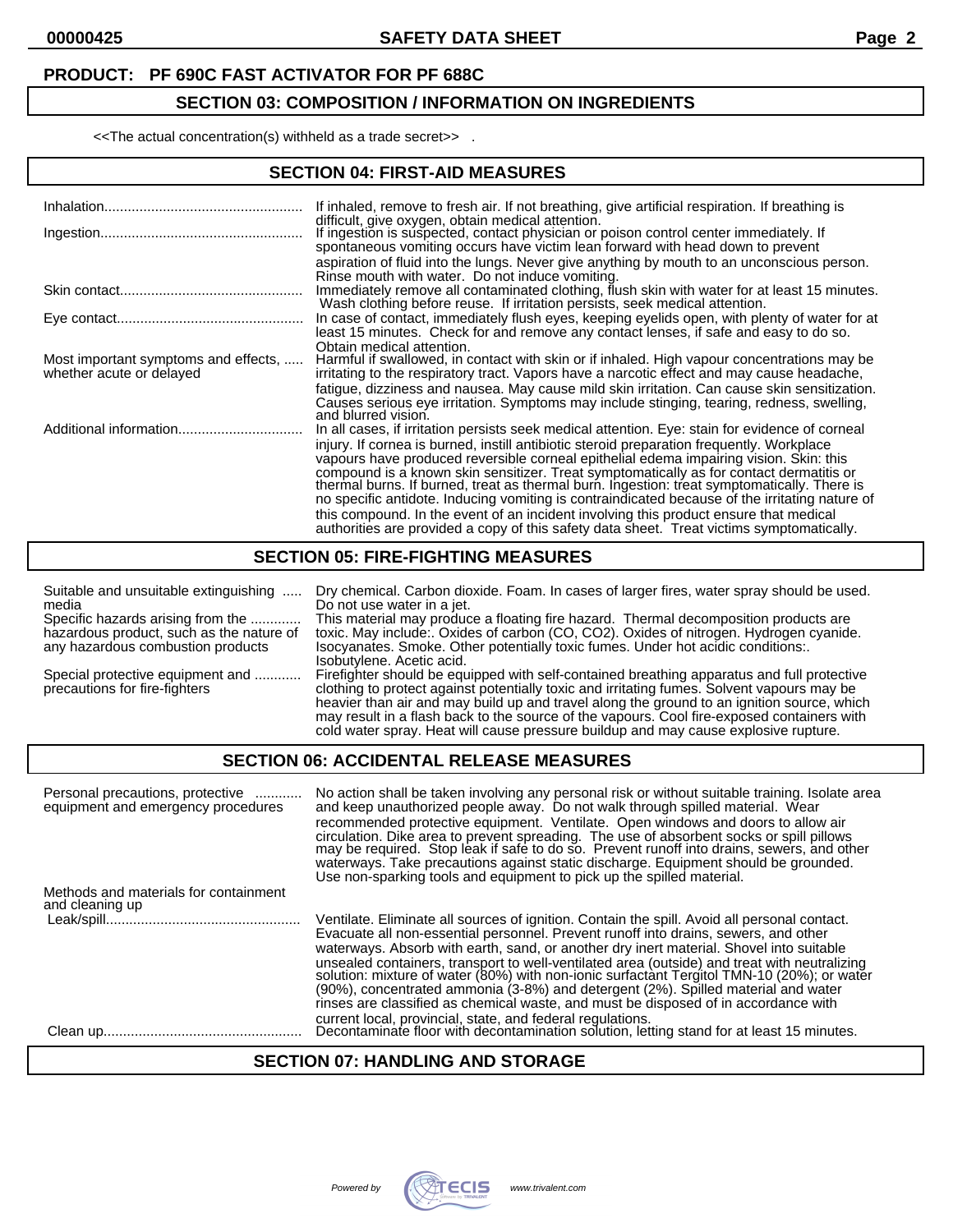**PRODUCT: PF 690C FAST ACTIVATOR FOR PF 688C**

## SECTION 03: COMPOSITION / INFORMATION ON INGREDIENTS

<<The actual concentration(s) withheld as a trade secret>> .

## SECTION 04: FIRST-AID MEASURES

| | |
|---|---|
| Inhalation | If inhaled, remove to fresh air. If not breathing, give artificial respiration. If breathing is difficult, give oxygen, obtain medical attention. |
| Ingestion | If ingestion is suspected, contact physician or poison control center immediately. If spontaneous vomiting occurs have victim lean forward with head down to prevent aspiration of fluid into the lungs. Never give anything by mouth to an unconscious person. Rinse mouth with water. Do not induce vomiting. |
| Skin contact | Immediately remove all contaminated clothing, flush skin with water for at least 15 minutes. Wash clothing before reuse. If irritation persists, seek medical attention. |
| Eye contact | In case of contact, immediately flush eyes, keeping eyelids open, with plenty of water for at least 15 minutes. Check for and remove any contact lenses, if safe and easy to do so. Obtain medical attention. |
| Most important symptoms and effects, whether acute or delayed | Harmful if swallowed, in contact with skin or if inhaled. High vapour concentrations may be irritating to the respiratory tract. Vapors have a narcotic effect and may cause headache, fatigue, dizziness and nausea. May cause mild skin irritation. Can cause skin sensitization. Causes serious eye irritation. Symptoms may include stinging, tearing, redness, swelling, and blurred vision. |
| Additional information | In all cases, if irritation persists seek medical attention. Eye: stain for evidence of corneal injury. If cornea is burned, instill antibiotic steroid preparation frequently. Workplace vapours have produced reversible corneal epithelial edema impairing vision. Skin: this compound is a known skin sensitizer. Treat symptomatically as for contact dermatitis or thermal burns. If burned, treat as thermal burns. Ingestion: treat symptomatically. There is no specific antidote. Inducing vomiting is contraindicated because of the irritating nature of this compound. In the event of an incident involving this product ensure that medical authorities are provided a copy of this safety data sheet. Treat victims symptomatically. |

## SECTION 05: FIRE-FIGHTING MEASURES

| | |
|---|---|
| Suitable and unsuitable extinguishing media | Dry chemical. Carbon dioxide. Foam. In cases of larger fires, water spray should be used. Do not use water in a jet. |
| Specific hazards arising from the hazardous product, such as the nature of any hazardous combustion products | This material may produce a floating fire hazard. Thermal decomposition products are toxic. May include:. Oxides of carbon (CO, $CO_2$). Oxides of nitrogen. Hydrogen cyanide. Isocyanates. Smoke. Other potentially toxic fumes. Under hot acidic conditions:. Isobutylene. Acetic acid. |
| Special protective equipment and precautions for fire-fighters | Firefighter should be equipped with self-contained breathing apparatus and full protective clothing to protect against potentially toxic and irritating fumes. Solvent vapours may be heavier than air and may build up and travel along the ground to an ignition source, which may result in a flash back to the source of the vapours. Cool fire-exposed containers with cold water spray. Heat will cause pressure buildup and may cause explosive rupture. |

## SECTION 06: ACCIDENTAL RELEASE MEASURES

| | |
|---|---|
| Personal precautions, protective equipment and emergency procedures | No action shall be taken involving any personal risk or without suitable training. Isolate area and keep unauthorized people away. Do not walk through spilled material. Wear recommended protective equipment. Ventilate. Open windows and doors to allow air circulation. Dike area to prevent spreading. The use of absorbent socks or spill pillows may be required. Stop leak if safe to do so. Prevent runoff into drains, sewers, and other waterways. Take precautions against static discharge. Equipment should be grounded. Use non-sparking tools and equipment to pick up the spilled material. |
| Methods and materials for containment and cleaning up | |
| Leak/spill | Ventilate. Eliminate all sources of ignition. Contain the spill. Avoid all personal contact. Evacuate all non-essential personnel. Prevent runoff into drains, sewers, and other waterways. Absorb with earth, sand, or another dry inert material. Shovel into suitable unsealed containers, transport to well-ventilated area (outside) and treat with neutralizing solution: mixture of water (80%) with non-ionic surfactant Tergitol TMN-10 (20%); or water (90%), concentrated ammonia (3-8%) and detergent (2%). Spilled material and water rinses are classified as chemical waste, and must be disposed of in accordance with current local, provincial, state, and federal regulations. |
| Clean up | Decontaminate floor with decontamination solution, letting stand for at least 15 minutes. |

## SECTION 07: HANDLING AND STORAGE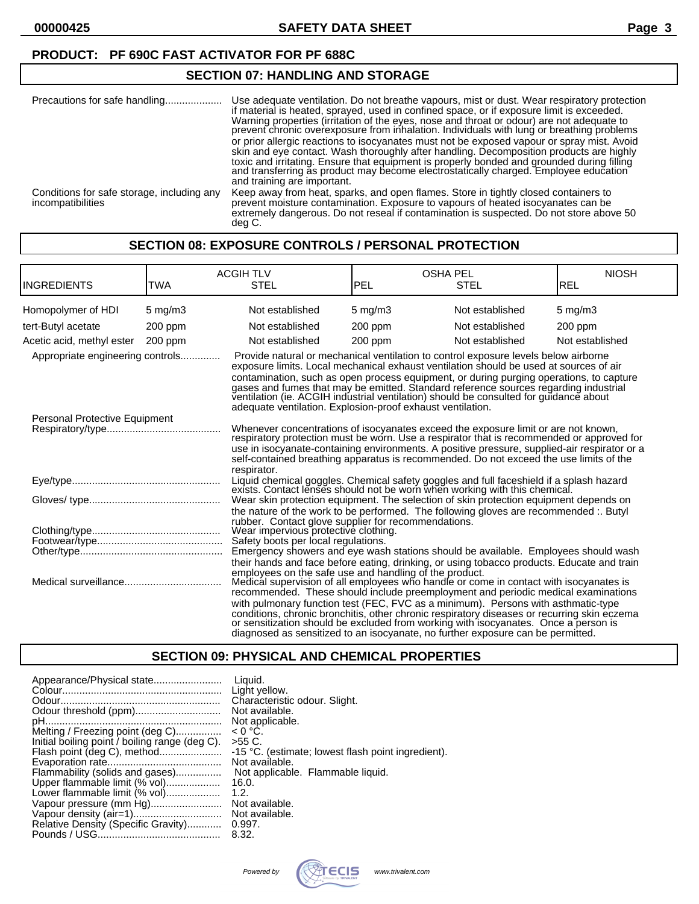**PRODUCT: PF 690C FAST ACTIVATOR FOR PF 688C**

## SECTION 07: HANDLING AND STORAGE

Precautions for safe handling.................... Use adequate ventilation. Do not breathe vapours, mist or dust. Wear respiratory protection if material is heated, sprayed, used in confined space, or if exposure limit is exceeded. Warning properties (irritation of the eyes, nose and throat or odour) are not adequate to prevent chronic overexposure from inhalation. Individuals with lung or breathing problems or prior allergic reactions to isocyanates must not be exposed vapour or spray mist. Avoid skin and eye contact. Wash thoroughly after handling. Decomposition products are highly toxic and irritating. Ensure that equipment is properly bonded and grounded during filling and transferring as product may become electrostatically charged. Employee education and training are important.

Conditions for safe storage, including any incompatibilities: Keep away from heat, sparks, and open flames. Store in tightly closed containers to prevent moisture contamination. Exposure to vapours of heated isocyanates can be extremely dangerous. Do not reseal if contamination is suspected. Do not store above 50 deg C.

## SECTION 08: EXPOSURE CONTROLS / PERSONAL PROTECTION

| INGREDIENTS | ACGIH TLV TWA | ACGIH TLV STEL | OSHA PEL PEL | OSHA PEL STEL | NIOSH REL |
|---|---|---|---|---|---|
| Homopolymer of HDI | 5 mg/m3 | Not established | 5 mg/m3 | Not established | 5 mg/m3 |
| tert-Butyl acetate | 200 ppm | Not established | 200 ppm | Not established | 200 ppm |
| Acetic acid, methyl ester | 200 ppm | Not established | 200 ppm | Not established | Not established |

Appropriate engineering controls............. Provide natural or mechanical ventilation to control exposure levels below airborne exposure limits. Local mechanical exhaust ventilation should be used at sources of air contamination, such as open process equipment, or during purging operations, to capture gases and fumes that may be emitted. Standard reference sources regarding industrial ventilation (ie. ACGIH industrial ventilation) should be consulted for guidance about adequate ventilation. Explosion-proof exhaust ventilation.

Personal Protective Equipment

Respiratory/type........................................ Whenever concentrations of isocyanates exceed the exposure limit or are not known, respiratory protection must be worn. Use a respirator that is recommended or approved for use in isocyanate-containing environments. A positive pressure, supplied-air respirator or a self-contained breathing apparatus is recommended. Do not exceed the use limits of the respirator.

Eye/type.................................................... Liquid chemical goggles. Chemical safety goggles and full faceshield if a splash hazard exists. Contact lenses should not be worn when working with this chemical.

Gloves/ type.............................................. Wear skin protection equipment. The selection of skin protection equipment depends on the nature of the work to be performed. The following gloves are recommended :. Butyl rubber. Contact glove supplier for recommendations.

Clothing/type............................................. Wear impervious protective clothing.

Footwear/type............................................ Safety boots per local regulations.

Other/type.................................................. Emergency showers and eye wash stations should be available. Employees should wash their hands and face before eating, drinking, or using tobacco products. Educate and train employees on the safe use and handling of the product.

Medical surveillance.................................. Medical supervision of all employees who handle or come in contact with isocyanates is recommended. These should include preemployment and periodic medical examinations with pulmonary function test (FEC, FVC as a minimum). Persons with asthmatic-type conditions, chronic bronchitis, other chronic respiratory diseases or recurring skin eczema or sensitization should be excluded from working with isocyanates. Once a person is diagnosed as sensitized to an isocyanate, no further exposure can be permitted.

## SECTION 09: PHYSICAL AND CHEMICAL PROPERTIES

Appearance/Physical state........................ Liquid.
Colour........................................................ Light yellow.
Odour........................................................ Characteristic odour. Slight.
Odour threshold (ppm).............................. Not available.
pH.............................................................. Not applicable.
Melting / Freezing point (deg C)................ < 0 °C.
Initial boiling point / boiling range (deg C). >55 C.
Flash point (deg C), method...................... -15 °C. (estimate; lowest flash point ingredient).
Evaporation rate........................................ Not available.
Flammability (solids and gases)................ Not applicable. Flammable liquid.
Upper flammable limit (% vol)................... 16.0.
Lower flammable limit (% vol)................... 1.2.
Vapour pressure (mm Hg)......................... Not available.
Vapour density (air=1)............................... Not available.
Relative Density (Specific Gravity)............ 0.997.
Pounds / USG............................................ 8.32.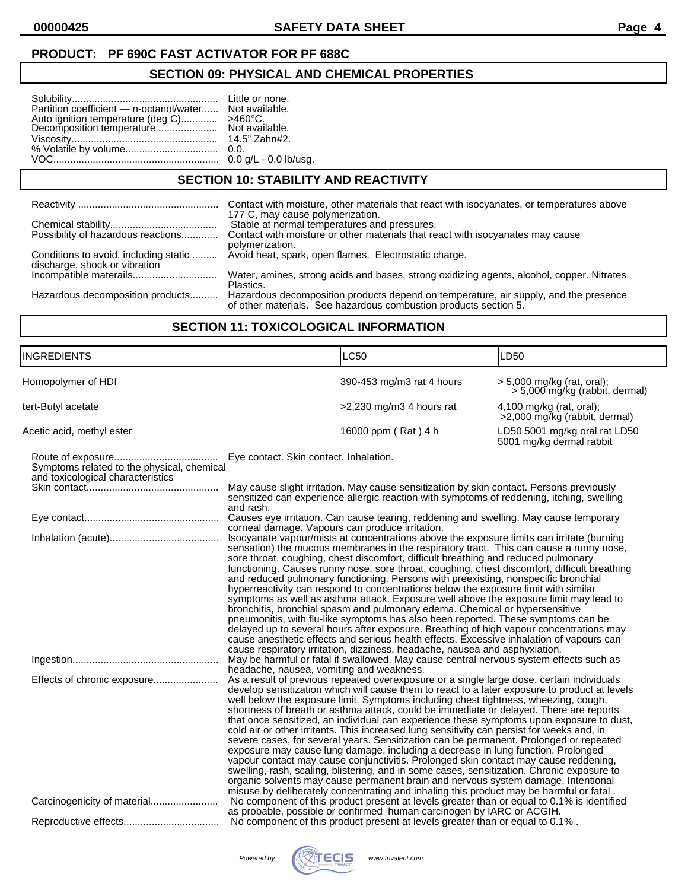**PRODUCT: PF 690C FAST ACTIVATOR FOR PF 688C**

## SECTION 09: PHYSICAL AND CHEMICAL PROPERTIES

| | |
|---|---|
| Solubility | Little or none. |
| Partition coefficient — n-octanol/water | Not available. |
| Auto ignition temperature (deg C) | >460°C. |
| Decomposition temperature | Not available. |
| Viscosity | 14.5" Zahn#2. |
| % Volatile by volume | 0.0. |
| VOC | 0.0 g/L - 0.0 lb/usg. |

## SECTION 10: STABILITY AND REACTIVITY

| | |
|---|---|
| Reactivity | Contact with moisture, other materials that react with isocyanates, or temperatures above 177 C, may cause polymerization. |
| Chemical stability | Stable at normal temperatures and pressures. |
| Possibility of hazardous reactions | Contact with moisture or other materials that react with isocyanates may cause polymerization. |
| Conditions to avoid, including static discharge, shock or vibration | Avoid heat, spark, open flames. Electrostatic charge. |
| Incompatible materails | Water, amines, strong acids and bases, strong oxidizing agents, alcohol, copper. Nitrates. Plastics. |
| Hazardous decomposition products | Hazardous decomposition products depend on temperature, air supply, and the presence of other materials. See hazardous combustion products section 5. |

## SECTION 11: TOXICOLOGICAL INFORMATION

| INGREDIENTS | LC50 | LD50 |
|---|---|---|
| Homopolymer of HDI | 390-453 mg/m3 rat 4 hours | > 5,000 mg/kg (rat, oral); > 5,000 mg/kg (rabbit, dermal) |
| tert-Butyl acetate | >2,230 mg/m3 4 hours rat | 4,100 mg/kg (rat, oral); >2,000 mg/kg (rabbit, dermal) |
| Acetic acid, methyl ester | 16000 ppm ( Rat ) 4 h | LD50 5001 mg/kg oral rat LD50 5001 mg/kg dermal rabbit |

| | |
|---|---|
| Route of exposure | Eye contact. Skin contact. Inhalation. |
| Symptoms related to the physical, chemical and toxicological characteristics | |
| Skin contact | May cause slight irritation. May cause sensitization by skin contact. Persons previously sensitized can experience allergic reaction with symptoms of reddening, itching, swelling and rash. |
| Eye contact | Causes eye irritation. Can cause tearing, reddening and swelling. May cause temporary corneal damage. Vapours can produce irritation. |
| Inhalation (acute) | Isocyanate vapour/mists at concentrations above the exposure limits can irritate (burning sensation) the mucous membranes in the respiratory tract. This can cause a runny nose, sore throat, coughing, chest discomfort, difficult breathing and reduced pulmonary functioning. Causes runny nose, sore throat, coughing, chest discomfort, difficult breathing and reduced pulmonary functioning. Persons with preexisting, nonspecific bronchial hyperreactivity can respond to concentrations below the exposure limit with similar symptoms as well as asthma attack. Exposure well above the exposure limit may lead to bronchitis, bronchial spasm and pulmonary edema. Chemical or hypersensitive pneumonitis, with flu-like symptoms has also been reported. These symptoms can be delayed up to several hours after exposure. Breathing of high vapour concentrations may cause anesthetic effects and serious health effects. Excessive inhalation of vapours can cause respiratory irritation, dizziness, headache, nausea and asphyxiation. |
| Ingestion | May be harmful or fatal if swallowed. May cause central nervous system effects such as headache, nausea, vomiting and weakness. |
| Effects of chronic exposure | As a result of previous repeated overexposure or a single large dose, certain individuals develop sensitization which will cause them to react to a later exposure to product at levels well below the exposure limit. Symptoms including chest tightness, wheezing, cough, shortness of breath or asthma attack, could be immediate or delayed. There are reports that once sensitized, an individual can experience these symptoms upon exposure to dust, cold air or other irritants. This increased lung sensitivity can persist for weeks and, in severe cases, for several years. Sensitization can be permanent. Prolonged or repeated exposure may cause lung damage, including a decrease in lung function. Prolonged vapour contact may cause conjunctivitis. Prolonged skin contact may cause reddening, swelling, rash, scaling, blistering, and in some cases, sensitization. Chronic exposure to organic solvents may cause permanent brain and nervous system damage. Intentional misuse by deliberately concentrating and inhaling this product may be harmful or fatal . |
| Carcinogenicity of material | No component of this product present at levels greater than or equal to 0.1% is identified as probable, possible or confirmed human carcinogen by IARC or ACGIH. |
| Reproductive effects | No component of this product present at levels greater than or equal to 0.1% . |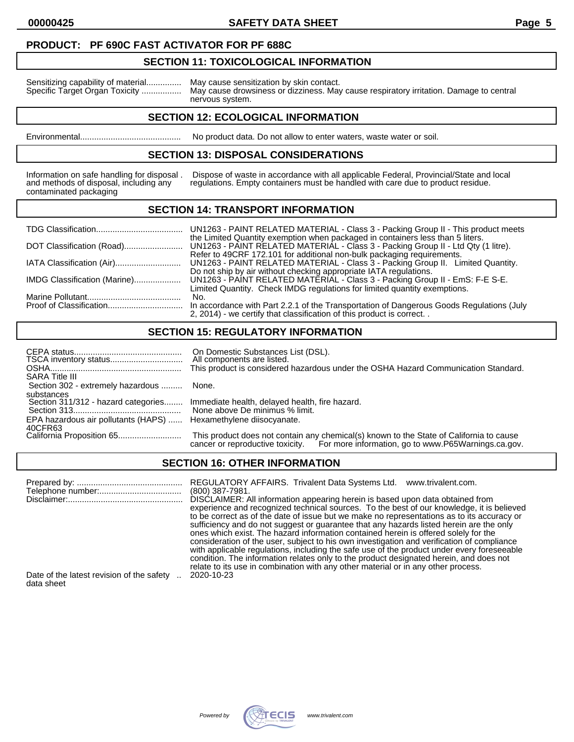**PRODUCT: PF 690C FAST ACTIVATOR FOR PF 688C**

## SECTION 11: TOXICOLOGICAL INFORMATION

| | |
|---|---|
| Sensitizing capability of material | May cause sensitization by skin contact. |
| Specific Target Organ Toxicity | May cause drowsiness or dizziness. May cause respiratory irritation. Damage to central nervous system. |

## SECTION 12: ECOLOGICAL INFORMATION

| | |
|---|---|
| Environmental | No product data. Do not allow to enter waters, waste water or soil. |

## SECTION 13: DISPOSAL CONSIDERATIONS

| | |
|---|---|
| Information on safe handling for disposal and methods of disposal, including any contaminated packaging | Dispose of waste in accordance with all applicable Federal, Provincial/State and local regulations. Empty containers must be handled with care due to product residue. |

## SECTION 14: TRANSPORT INFORMATION

| | |
|---|---|
| TDG Classification | UN1263 - PAINT RELATED MATERIAL - Class 3 - Packing Group II - This product meets the Limited Quantity exemption when packaged in containers less than 5 liters. |
| DOT Classification (Road) | UN1263 - PAINT RELATED MATERIAL - Class 3 - Packing Group II - Ltd Qty (1 litre). Refer to 49CRF 172.101 for additional non-bulk packaging requirements. |
| IATA Classification (Air) | UN1263 - PAINT RELATED MATERIAL - Class 3 - Packing Group II. Limited Quantity. Do not ship by air without checking appropriate IATA regulations. |
| IMDG Classification (Marine) | UN1263 - PAINT RELATED MATERIAL - Class 3 - Packing Group II - EmS: F-E S-E. Limited Quantity. Check IMDG regulations for limited quantity exemptions. |
| Marine Pollutant | No. |
| Proof of Classification | In accordance with Part 2.2.1 of the Transportation of Dangerous Goods Regulations (July 2, 2014) - we certify that classification of this product is correct. . |

## SECTION 15: REGULATORY INFORMATION

| | |
|---|---|
| CEPA status | On Domestic Substances List (DSL). |
| TSCA inventory status | All components are listed. |
| OSHA | This product is considered hazardous under the OSHA Hazard Communication Standard. |
| SARA Title III | |
| Section 302 - extremely hazardous substances | None. |
| Section 311/312 - hazard categories | Immediate health, delayed health, fire hazard. |
| Section 313 | None above De minimus % limit. |
| EPA hazardous air pollutants (HAPS) 40CFR63 | Hexamethylene diisocyanate. |
| California Proposition 65 | This product does not contain any chemical(s) known to the State of California to cause cancer or reproductive toxicity. For more information, go to www.P65Warnings.ca.gov. |

## SECTION 16: OTHER INFORMATION

| | |
|---|---|
| Prepared by: | REGULATORY AFFAIRS. Trivalent Data Systems Ltd. www.trivalent.com. |
| Telephone number: | (800) 387-7981. |
| Disclaimer: | DISCLAIMER: All information appearing herein is based upon data obtained from experience and recognized technical sources. To the best of our knowledge, it is believed to be correct as of the date of issue but we make no representations as to its accuracy or sufficiency and do not suggest or guarantee that any hazards listed herein are the only ones which exist. The hazard information contained herein is offered solely for the consideration of the user, subject to his own investigation and verification of compliance with applicable regulations, including the safe use of the product under every foreseeable condition. The information relates only to the product designated herein, and does not relate to its use in combination with any other material or in any other process. |
| Date of the latest revision of the safety data sheet | 2020-10-23 |